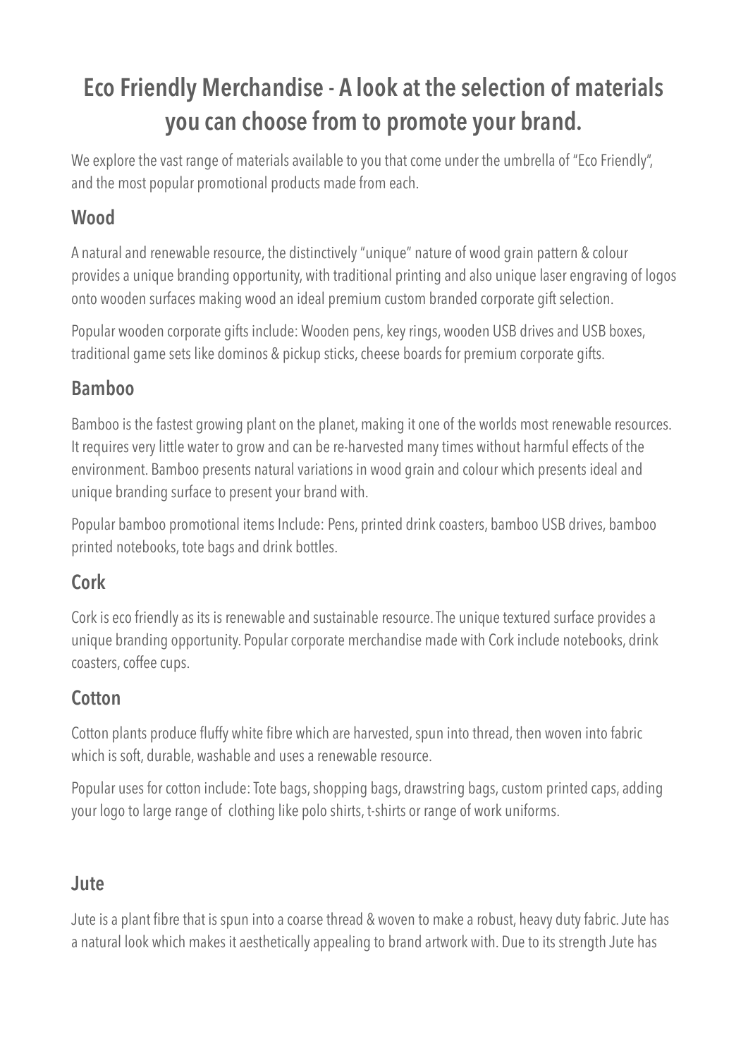# Eco Friendly Merchandise - A look at the selection of materials you can choose from to promote your brand.

We explore the vast range of materials available to you that come under the umbrella of "Eco Friendly", and the most popular promotional products made from each.

## Wood

A natural and renewable resource, the distinctively "unique" nature of wood grain pattern & colour provides a unique branding opportunity, with traditional printing and also unique laser engraving of logos onto wooden surfaces making wood an ideal premium custom branded corporate gift selection.

Popular wooden corporate gifts include: Wooden pens, key rings, wooden USB drives and USB boxes, traditional game sets like dominos & pickup sticks, cheese boards for premium corporate gifts.

## Bamboo

Bamboo is the fastest growing plant on the planet, making it one of the worlds most renewable resources. It requires very little water to grow and can be re-harvested many times without harmful effects of the environment. Bamboo presents natural variations in wood grain and colour which presents ideal and unique branding surface to present your brand with.

Popular bamboo promotional items Include: Pens, printed drink coasters, bamboo USB drives, bamboo printed notebooks, tote bags and drink bottles.

## Cork

Cork is eco friendly as its is renewable and sustainable resource. The unique textured surface provides a unique branding opportunity. Popular corporate merchandise made with Cork include notebooks, drink coasters, coffee cups.

## Cotton

Cotton plants produce fluffy white fibre which are harvested, spun into thread, then woven into fabric which is soft, durable, washable and uses a renewable resource.

Popular uses for cotton include: Tote bags, shopping bags, drawstring bags, custom printed caps, adding your logo to large range of clothing like polo shirts, t-shirts or range of work uniforms.

## Jute

Jute is a plant fibre that is spun into a coarse thread & woven to make a robust, heavy duty fabric. Jute has a natural look which makes it aesthetically appealing to brand artwork with. Due to its strength Jute has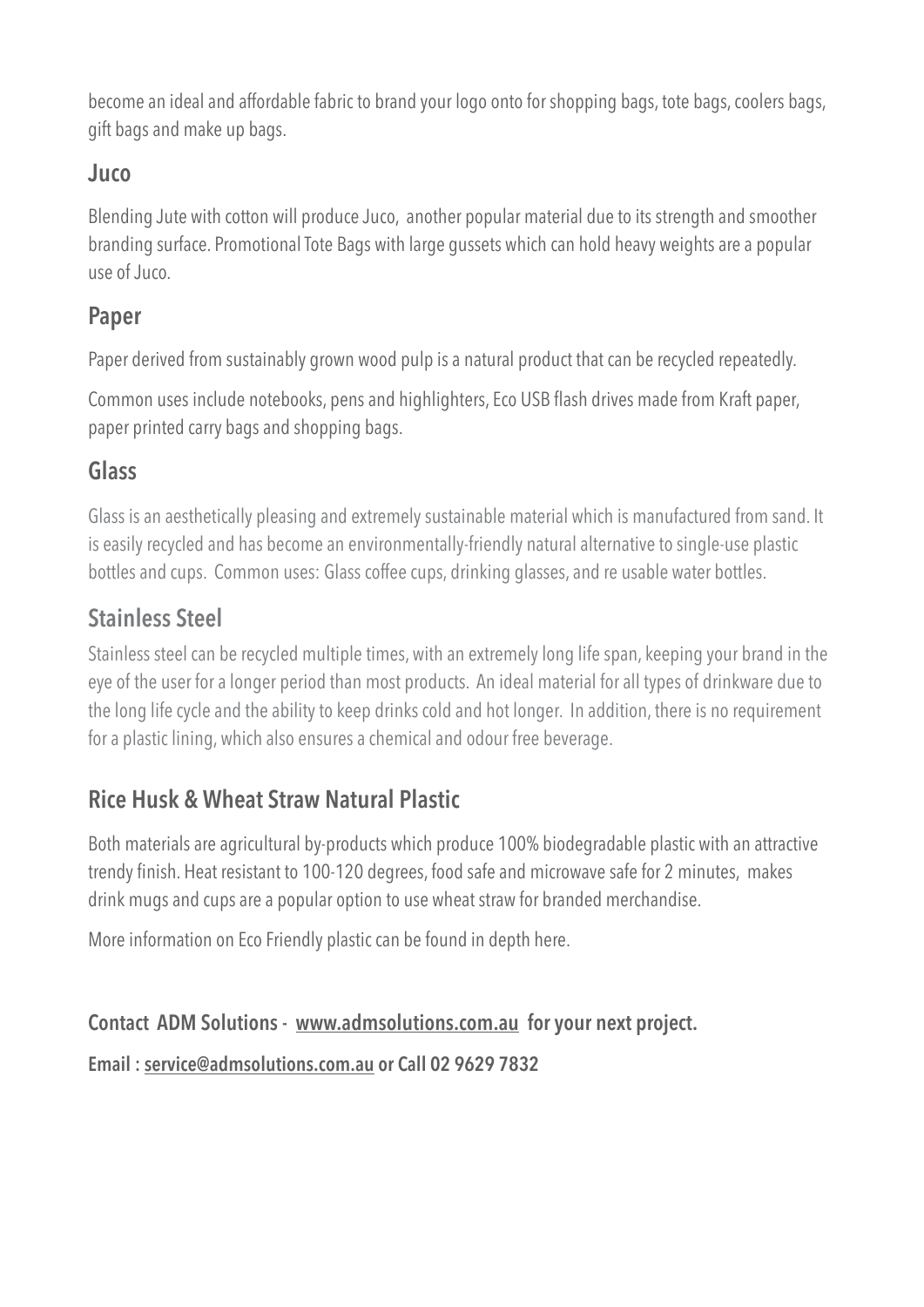become an ideal and affordable fabric to brand your logo onto for shopping bags, tote bags, coolers bags, gift bags and make up bags.

## Juco

Blending Jute with cotton will produce Juco, another popular material due to its strength and smoother branding surface. Promotional Tote Bags with large gussets which can hold heavy weights are a popular use of Juco.

## Paper

Paper derived from sustainably grown wood pulp is a natural product that can be recycled repeatedly.

Common uses include notebooks, pens and highlighters, Eco USB flash drives made from Kraft paper, paper printed carry bags and shopping bags.

## Glass

Glass is an aesthetically pleasing and extremely sustainable material which is manufactured from sand. It is easily recycled and has become an environmentally-friendly natural alternative to single-use plastic bottles and cups. Common uses: Glass coffee cups, drinking glasses, and re usable water bottles.

## Stainless Steel

Stainless steel can be recycled multiple times, with an extremely long life span, keeping your brand in the eye of the user for a longer period than most products. An ideal material for all types of drinkware due to the long life cycle and the ability to keep drinks cold and hot longer. In addition, there is no requirement for a plastic lining, which also ensures a chemical and odour free beverage.

## Rice Husk & Wheat Straw Natural Plastic

Both materials are agricultural by-products which produce 100% biodegradable plastic with an attractive trendy finish. Heat resistant to 100-120 degrees, food safe and microwave safe for 2 minutes, makes drink mugs and cups are a popular option to use wheat straw for branded merchandise.

More information on Eco Friendly plastic can be found in depth here.

**Contact ADM Solutions - [www.admsolutions.com.au](http://www.admsolutions.com.au) for your next project.**

**Email : [service@admsolutions.com.au](mailto:service@admsolutions.com.au) or Call 02 9629 7832**